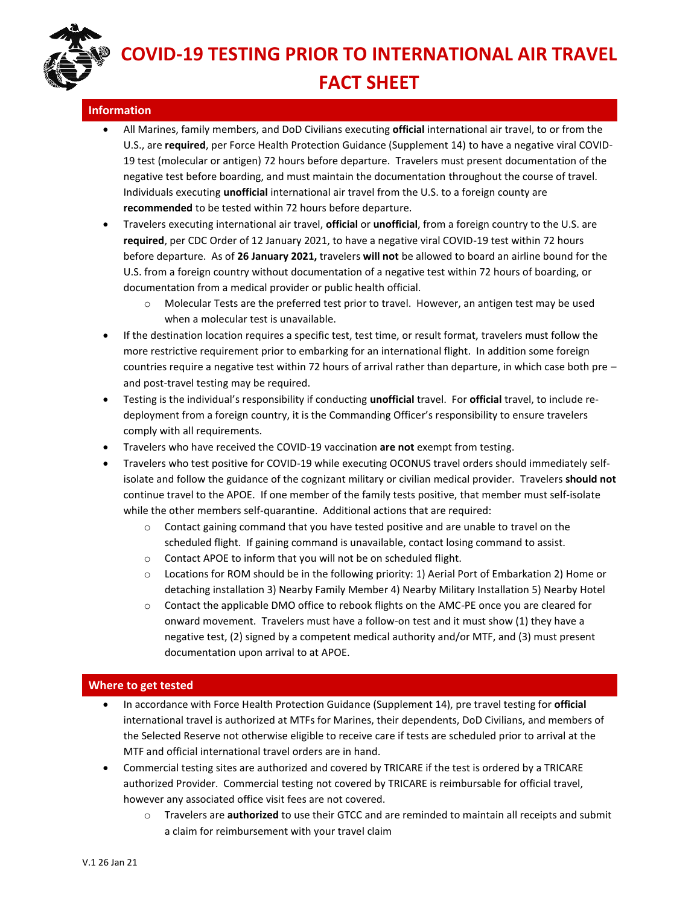# COVID-19 TESTING PRIOR TO INTERNATIONAL AIR TRAVEL FACT SHEET

## Information

- All Marines, family members, and DoD Civilians executing **official** international air travel, to or from the U.S., are **required**, per Force Health Protection Guidance (Supplement 14) to have a negative viral COVID-19 test (molecular or antigen) 72 hours before departure. Travelers must present documentation of the negative test before boarding, and must maintain the documentation throughout the course of travel. Individuals executing **unofficial** international air travel from the U.S. to a foreign county are **recommended** to be tested within 72 hours before departure.
- Travelers executing international air travel, **official** or **unofficial**, from a foreign country to the U.S. are **required**, per CDC Order of 12 January 2021, to have a negative viral COVID-19 test within 72 hours before departure. As of **26 January 2021,** travelers **will not** be allowed to board an airline bound for the U.S. from a foreign country without documentation of a negative test within 72 hours of boarding, or documentation from a medical provider or public health official.
  - Molecular Tests are the preferred test prior to travel. However, an antigen test may be used when a molecular test is unavailable.
- If the destination location requires a specific test, test time, or result format, travelers must follow the more restrictive requirement prior to embarking for an international flight. In addition some foreign countries require a negative test within 72 hours of arrival rather than departure, in which case both pre – and post-travel testing may be required.
- Testing is the individual's responsibility if conducting **unofficial** travel. For **official** travel, to include re-deployment from a foreign country, it is the Commanding Officer's responsibility to ensure travelers comply with all requirements.
- Travelers who have received the COVID-19 vaccination **are not** exempt from testing.
- Travelers who test positive for COVID-19 while executing OCONUS travel orders should immediately self-isolate and follow the guidance of the cognizant military or civilian medical provider. Travelers **should not** continue travel to the APOE. If one member of the family tests positive, that member must self-isolate while the other members self-quarantine. Additional actions that are required:
  - Contact gaining command that you have tested positive and are unable to travel on the scheduled flight. If gaining command is unavailable, contact losing command to assist.
  - Contact APOE to inform that you will not be on scheduled flight.
  - Locations for ROM should be in the following priority: 1) Aerial Port of Embarkation 2) Home or detaching installation 3) Nearby Family Member 4) Nearby Military Installation 5) Nearby Hotel
  - Contact the applicable DMO office to rebook flights on the AMC-PE once you are cleared for onward movement. Travelers must have a follow-on test and it must show (1) they have a negative test, (2) signed by a competent medical authority and/or MTF, and (3) must present documentation upon arrival to at APOE.

## Where to get tested

- In accordance with Force Health Protection Guidance (Supplement 14), pre travel testing for **official** international travel is authorized at MTFs for Marines, their dependents, DoD Civilians, and members of the Selected Reserve not otherwise eligible to receive care if tests are scheduled prior to arrival at the MTF and official international travel orders are in hand.
- Commercial testing sites are authorized and covered by TRICARE if the test is ordered by a TRICARE authorized Provider. Commercial testing not covered by TRICARE is reimbursable for official travel, however any associated office visit fees are not covered.
  - Travelers are **authorized** to use their GTCC and are reminded to maintain all receipts and submit a claim for reimbursement with your travel claim

V.1 26 Jan 21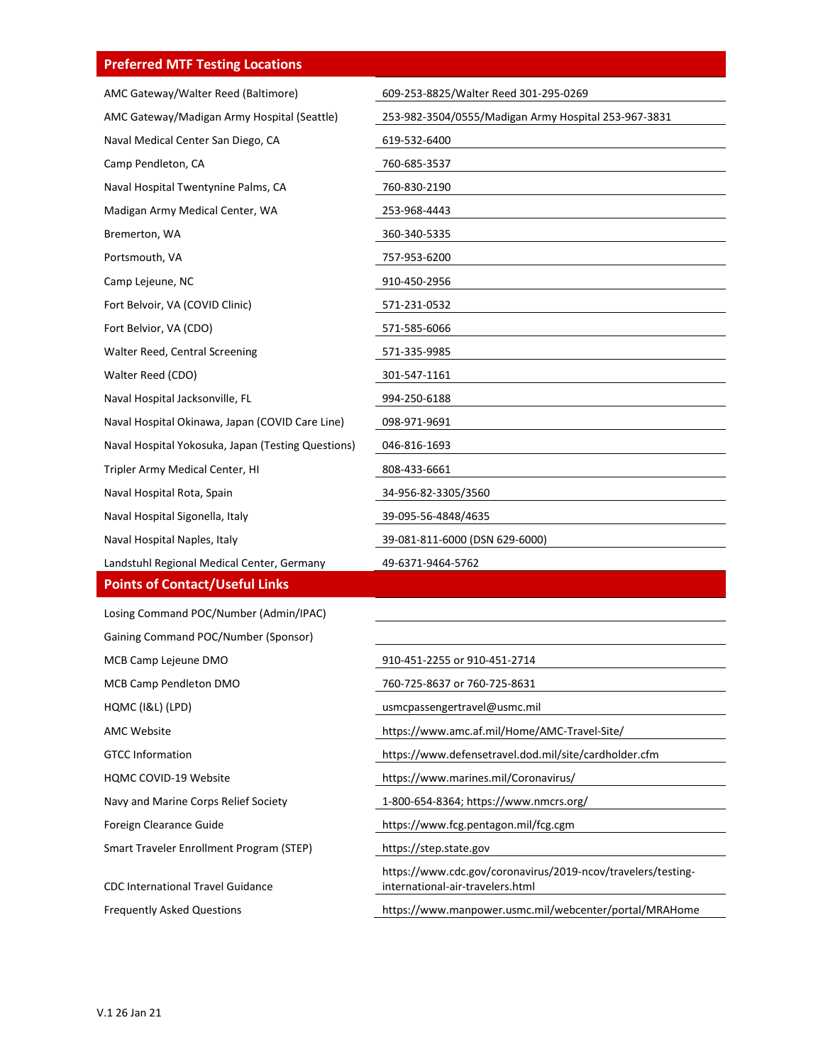## Preferred MTF Testing Locations

| | |
|---|---|
| AMC Gateway/Walter Reed (Baltimore) | 609-253-8825/Walter Reed 301-295-0269 |
| AMC Gateway/Madigan Army Hospital (Seattle) | 253-982-3504/0555/Madigan Army Hospital 253-967-3831 |
| Naval Medical Center San Diego, CA | 619-532-6400 |
| Camp Pendleton, CA | 760-685-3537 |
| Naval Hospital Twentynine Palms, CA | 760-830-2190 |
| Madigan Army Medical Center, WA | 253-968-4443 |
| Bremerton, WA | 360-340-5335 |
| Portsmouth, VA | 757-953-6200 |
| Camp Lejeune, NC | 910-450-2956 |
| Fort Belvoir, VA (COVID Clinic) | 571-231-0532 |
| Fort Belvior, VA (CDO) | 571-585-6066 |
| Walter Reed, Central Screening | 571-335-9985 |
| Walter Reed (CDO) | 301-547-1161 |
| Naval Hospital Jacksonville, FL | 994-250-6188 |
| Naval Hospital Okinawa, Japan (COVID Care Line) | 098-971-9691 |
| Naval Hospital Yokosuka, Japan (Testing Questions) | 046-816-1693 |
| Tripler Army Medical Center, HI | 808-433-6661 |
| Naval Hospital Rota, Spain | 34-956-82-3305/3560 |
| Naval Hospital Sigonella, Italy | 39-095-56-4848/4635 |
| Naval Hospital Naples, Italy | 39-081-811-6000 (DSN 629-6000) |
| Landstuhl Regional Medical Center, Germany | 49-6371-9464-5762 |

## Points of Contact/Useful Links

| | |
|---|---|
| Losing Command POC/Number (Admin/IPAC) | |
| Gaining Command POC/Number (Sponsor) | |
| MCB Camp Lejeune DMO | 910-451-2255 or 910-451-2714 |
| MCB Camp Pendleton DMO | 760-725-8637 or 760-725-8631 |
| HQMC (I&L) (LPD) | usmcpassengertravel@usmc.mil |
| AMC Website | https://www.amc.af.mil/Home/AMC-Travel-Site/ |
| GTCC Information | https://www.defensetravel.dod.mil/site/cardholder.cfm |
| HQMC COVID-19 Website | https://www.marines.mil/Coronavirus/ |
| Navy and Marine Corps Relief Society | 1-800-654-8364; https://www.nmcrs.org/ |
| Foreign Clearance Guide | https://www.fcg.pentagon.mil/fcg.cgm |
| Smart Traveler Enrollment Program (STEP) | https://step.state.gov |
| CDC International Travel Guidance | https://www.cdc.gov/coronavirus/2019-ncov/travelers/testing-international-air-travelers.html |
| Frequently Asked Questions | https://www.manpower.usmc.mil/webcenter/portal/MRAHome |

V.1 26 Jan 21